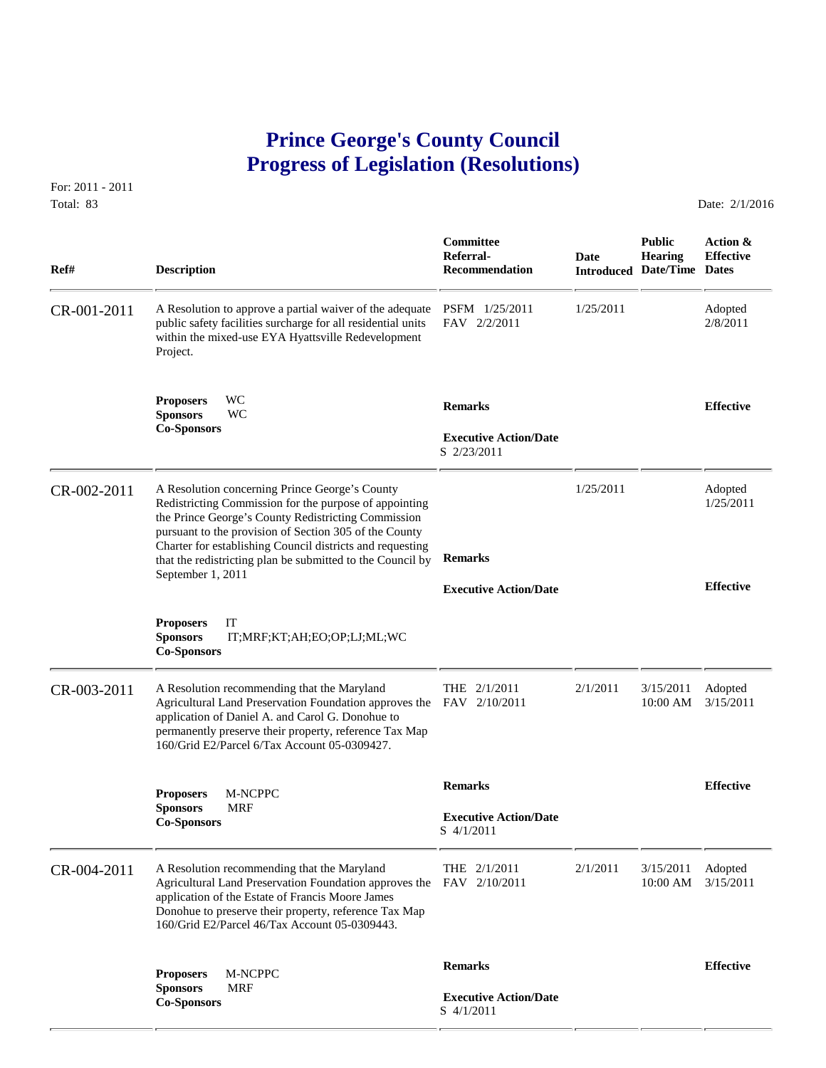# Prince George's County Council
# Progress of Legislation (Resolutions)

For: 2011 - 2011
Total: 83

Date: 2/1/2016

| Ref# | Description | Committee Referral-Recommendation | Date Introduced | Public Hearing Date/Time | Action & Effective Dates |
|---|---|---|---|---|---|
| CR-001-2011 | A Resolution to approve a partial waiver of the adequate public safety facilities surcharge for all residential units within the mixed-use EYA Hyattsville Redevelopment Project. | PSFM 1/25/2011<br>FAV 2/2/2011 | 1/25/2011 | | Adopted 2/8/2011 |
| | **Proposers** WC<br>**Sponsors** WC<br>**Co-Sponsors** | **Remarks**<br><br>**Executive Action/Date**<br>S 2/23/2011 | | | **Effective** |
| CR-002-2011 | A Resolution concerning Prince George's County Redistricting Commission for the purpose of appointing the Prince George's County Redistricting Commission pursuant to the provision of Section 305 of the County Charter for establishing Council districts and requesting that the redistricting plan be submitted to the Council by September 1, 2011 | **Remarks**<br><br>**Executive Action/Date** | 1/25/2011 | | Adopted 1/25/2011<br><br>**Effective** |
| | **Proposers** IT<br>**Sponsors** IT;MRF;KT;AH;EO;OP;LJ;ML;WC<br>**Co-Sponsors** | | | | |
| CR-003-2011 | A Resolution recommending that the Maryland Agricultural Land Preservation Foundation approves the application of Daniel A. and Carol G. Donohue to permanently preserve their property, reference Tax Map 160/Grid E2/Parcel 6/Tax Account 05-0309427. | THE 2/1/2011<br>FAV 2/10/2011 | 2/1/2011 | 3/15/2011 10:00 AM | Adopted 3/15/2011 |
| | **Proposers** M-NCPPC<br>**Sponsors** MRF<br>**Co-Sponsors** | **Remarks**<br><br>**Executive Action/Date**<br>S 4/1/2011 | | | **Effective** |
| CR-004-2011 | A Resolution recommending that the Maryland Agricultural Land Preservation Foundation approves the application of the Estate of Francis Moore James Donohue to preserve their property, reference Tax Map 160/Grid E2/Parcel 46/Tax Account 05-0309443. | THE 2/1/2011<br>FAV 2/10/2011 | 2/1/2011 | 3/15/2011 10:00 AM | Adopted 3/15/2011 |
| | **Proposers** M-NCPPC<br>**Sponsors** MRF<br>**Co-Sponsors** | **Remarks**<br><br>**Executive Action/Date**<br>S 4/1/2011 | | | **Effective** |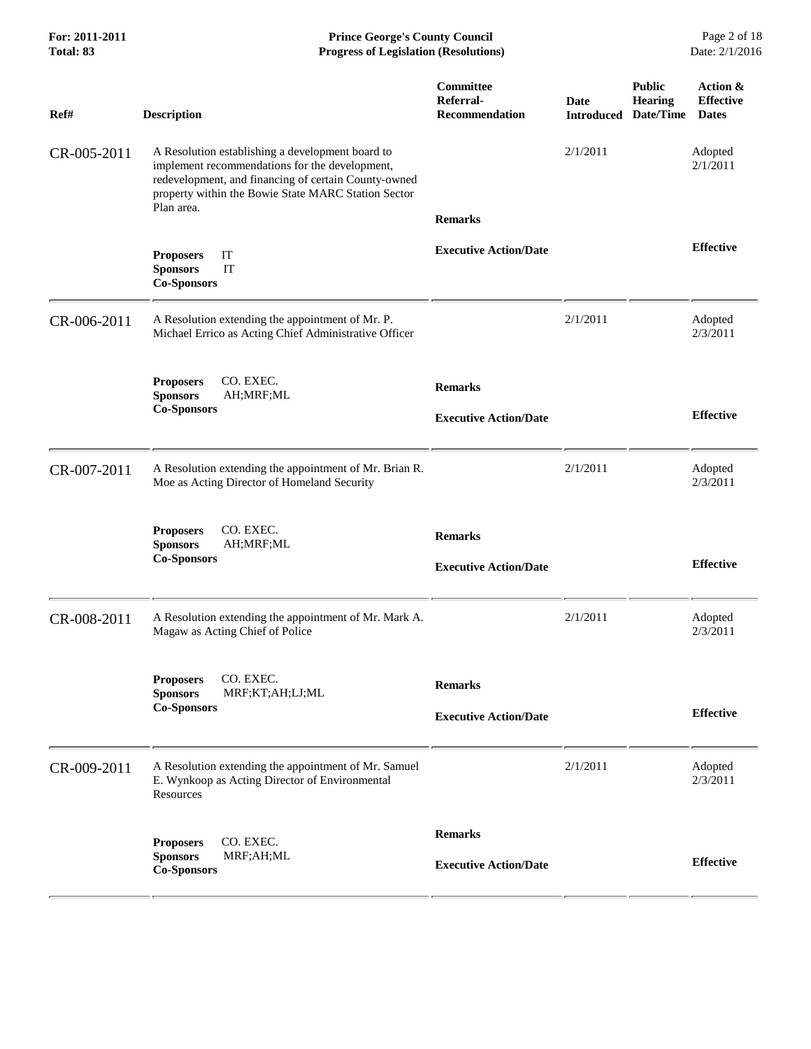| Ref# | Description | Committee Referral-Recommendation | Date Introduced | Public Hearing Date/Time | Action & Effective Dates |
|---|---|---|---|---|---|
| CR-005-2011 | A Resolution establishing a development board to implement recommendations for the development, redevelopment, and financing of certain County-owned property within the Bowie State MARC Station Sector Plan area. | | 2/1/2011 | | Adopted 2/1/2011 |
| | | **Remarks** | | | |
| | **Proposers** IT<br>**Sponsors** IT<br>**Co-Sponsors** | **Executive Action/Date** | | | **Effective** |
| CR-006-2011 | A Resolution extending the appointment of Mr. P. Michael Errico as Acting Chief Administrative Officer | | 2/1/2011 | | Adopted 2/3/2011 |
| | **Proposers** CO. EXEC.<br>**Sponsors** AH;MRF;ML<br>**Co-Sponsors** | **Remarks**<br><br>**Executive Action/Date** | | | **Effective** |
| CR-007-2011 | A Resolution extending the appointment of Mr. Brian R. Moe as Acting Director of Homeland Security | | 2/1/2011 | | Adopted 2/3/2011 |
| | **Proposers** CO. EXEC.<br>**Sponsors** AH;MRF;ML<br>**Co-Sponsors** | **Remarks**<br><br>**Executive Action/Date** | | | **Effective** |
| CR-008-2011 | A Resolution extending the appointment of Mr. Mark A. Magaw as Acting Chief of Police | | 2/1/2011 | | Adopted 2/3/2011 |
| | **Proposers** CO. EXEC.<br>**Sponsors** MRF;KT;AH;LJ;ML<br>**Co-Sponsors** | **Remarks**<br><br>**Executive Action/Date** | | | **Effective** |
| CR-009-2011 | A Resolution extending the appointment of Mr. Samuel E. Wynkoop as Acting Director of Environmental Resources | | 2/1/2011 | | Adopted 2/3/2011 |
| | **Proposers** CO. EXEC.<br>**Sponsors** MRF;AH;ML<br>**Co-Sponsors** | **Remarks**<br><br>**Executive Action/Date** | | | **Effective** |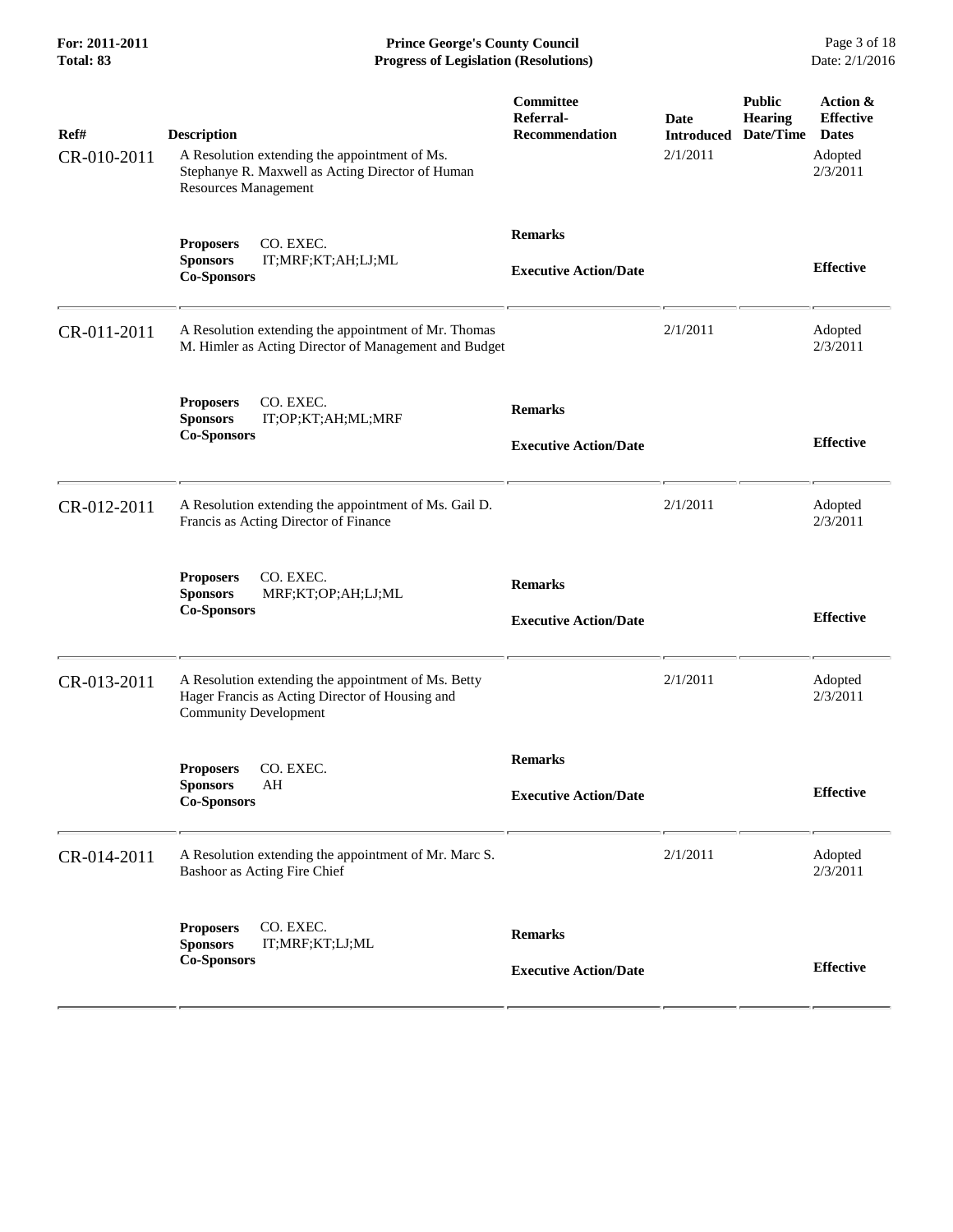| Ref# | Description | Committee Referral-Recommendation | Date Introduced | Public Hearing Date/Time | Action & Effective Dates |
|---|---|---|---|---|---|
| CR-010-2011 | A Resolution extending the appointment of Ms. Stephanye R. Maxwell as Acting Director of Human Resources Management | | 2/1/2011 | | Adopted 2/3/2011 |
| | **Proposers** CO. EXEC.<br>**Sponsors** IT;MRF;KT;AH;LJ;ML<br>**Co-Sponsors** | **Remarks**<br><br>**Executive Action/Date** | | | **Effective** |
| CR-011-2011 | A Resolution extending the appointment of Mr. Thomas M. Himler as Acting Director of Management and Budget | | 2/1/2011 | | Adopted 2/3/2011 |
| | **Proposers** CO. EXEC.<br>**Sponsors** IT;OP;KT;AH;ML;MRF<br>**Co-Sponsors** | **Remarks**<br><br>**Executive Action/Date** | | | **Effective** |
| CR-012-2011 | A Resolution extending the appointment of Ms. Gail D. Francis as Acting Director of Finance | | 2/1/2011 | | Adopted 2/3/2011 |
| | **Proposers** CO. EXEC.<br>**Sponsors** MRF;KT;OP;AH;LJ;ML<br>**Co-Sponsors** | **Remarks**<br><br>**Executive Action/Date** | | | **Effective** |
| CR-013-2011 | A Resolution extending the appointment of Ms. Betty Hager Francis as Acting Director of Housing and Community Development | | 2/1/2011 | | Adopted 2/3/2011 |
| | **Proposers** CO. EXEC.<br>**Sponsors** AH<br>**Co-Sponsors** | **Remarks**<br><br>**Executive Action/Date** | | | **Effective** |
| CR-014-2011 | A Resolution extending the appointment of Mr. Marc S. Bashoor as Acting Fire Chief | | 2/1/2011 | | Adopted 2/3/2011 |
| | **Proposers** CO. EXEC.<br>**Sponsors** IT;MRF;KT;LJ;ML<br>**Co-Sponsors** | **Remarks**<br><br>**Executive Action/Date** | | | **Effective** |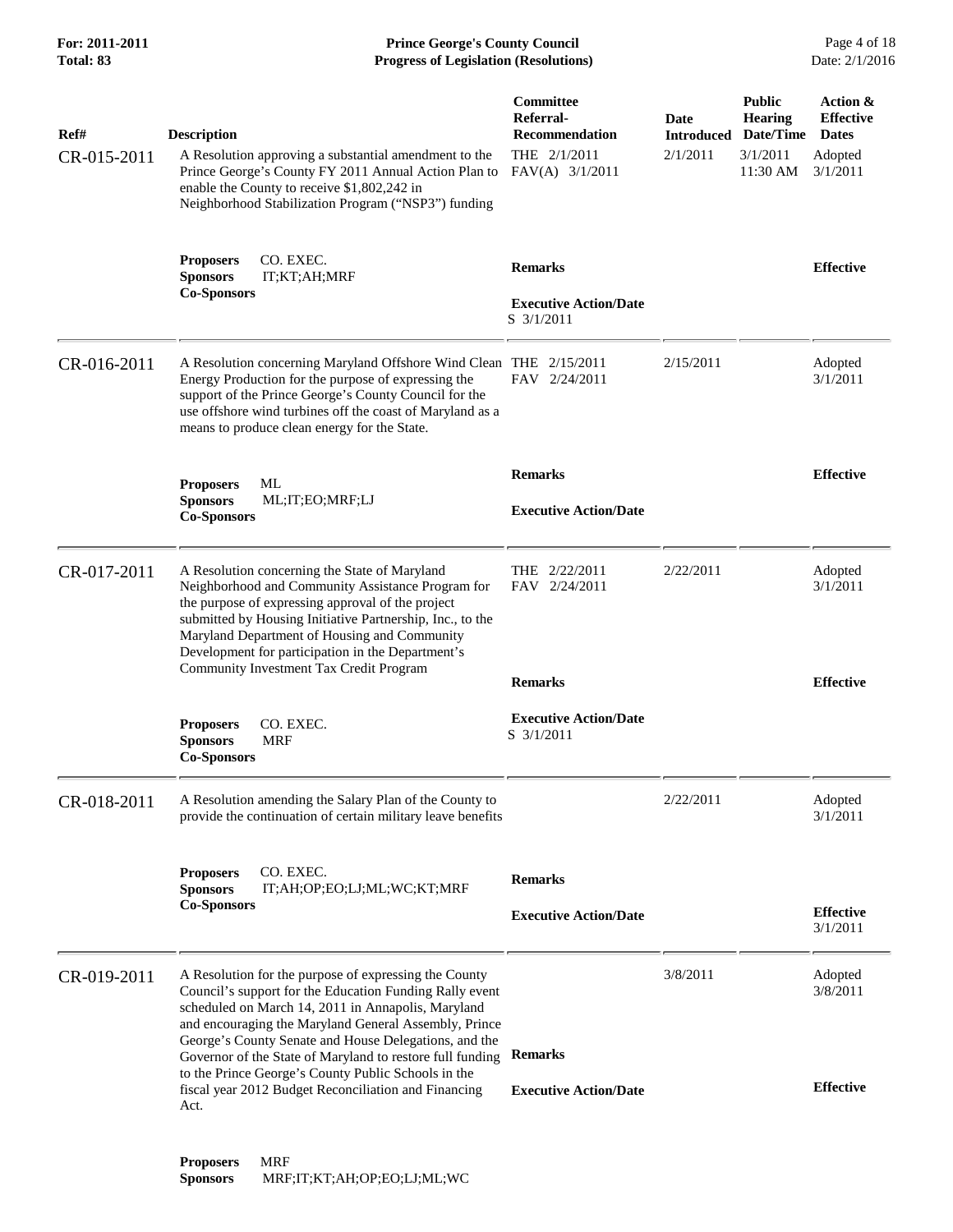| Ref# | Description | Committee Referral-Recommendation | Date Introduced | Public Hearing Date/Time | Action & Effective Dates |
|---|---|---|---|---|---|
| CR-015-2011 | A Resolution approving a substantial amendment to the Prince George's County FY 2011 Annual Action Plan to enable the County to receive $1,802,242 in Neighborhood Stabilization Program ("NSP3") funding | THE 2/1/2011<br>FAV(A) 3/1/2011 | 2/1/2011 | 3/1/2011 11:30 AM | Adopted 3/1/2011 |
| | **Proposers** CO. EXEC.<br>**Sponsors** IT;KT;AH;MRF<br>**Co-Sponsors** | **Remarks**<br><br>**Executive Action/Date**<br>S 3/1/2011 | | | **Effective** |
| CR-016-2011 | A Resolution concerning Maryland Offshore Wind Clean Energy Production for the purpose of expressing the support of the Prince George's County Council for the use offshore wind turbines off the coast of Maryland as a means to produce clean energy for the State. | THE 2/15/2011<br>FAV 2/24/2011 | 2/15/2011 | | Adopted 3/1/2011 |
| | **Proposers** ML<br>**Sponsors** ML;IT;EO;MRF;LJ<br>**Co-Sponsors** | **Remarks**<br><br>**Executive Action/Date** | | | **Effective** |
| CR-017-2011 | A Resolution concerning the State of Maryland Neighborhood and Community Assistance Program for the purpose of expressing approval of the project submitted by Housing Initiative Partnership, Inc., to the Maryland Department of Housing and Community Development for participation in the Department's Community Investment Tax Credit Program | THE 2/22/2011<br>FAV 2/24/2011 | 2/22/2011 | | Adopted 3/1/2011 |
| | **Proposers** CO. EXEC.<br>**Sponsors** MRF<br>**Co-Sponsors** | **Remarks**<br><br>**Executive Action/Date**<br>S 3/1/2011 | | | **Effective** |
| CR-018-2011 | A Resolution amending the Salary Plan of the County to provide the continuation of certain military leave benefits | | 2/22/2011 | | Adopted 3/1/2011 |
| | **Proposers** CO. EXEC.<br>**Sponsors** IT;AH;OP;EO;LJ;ML;WC;KT;MRF<br>**Co-Sponsors** | **Remarks**<br><br>**Executive Action/Date** | | | **Effective** 3/1/2011 |
| CR-019-2011 | A Resolution for the purpose of expressing the County Council's support for the Education Funding Rally event scheduled on March 14, 2011 in Annapolis, Maryland and encouraging the Maryland General Assembly, Prince George's County Senate and House Delegations, and the Governor of the State of Maryland to restore full funding to the Prince George's County Public Schools in the fiscal year 2012 Budget Reconciliation and Financing Act. | | 3/8/2011 | | Adopted 3/8/2011 |
| | **Proposers** MRF<br>**Sponsors** MRF;IT;KT;AH;OP;EO;LJ;ML;WC | **Remarks**<br><br>**Executive Action/Date** | | | **Effective** |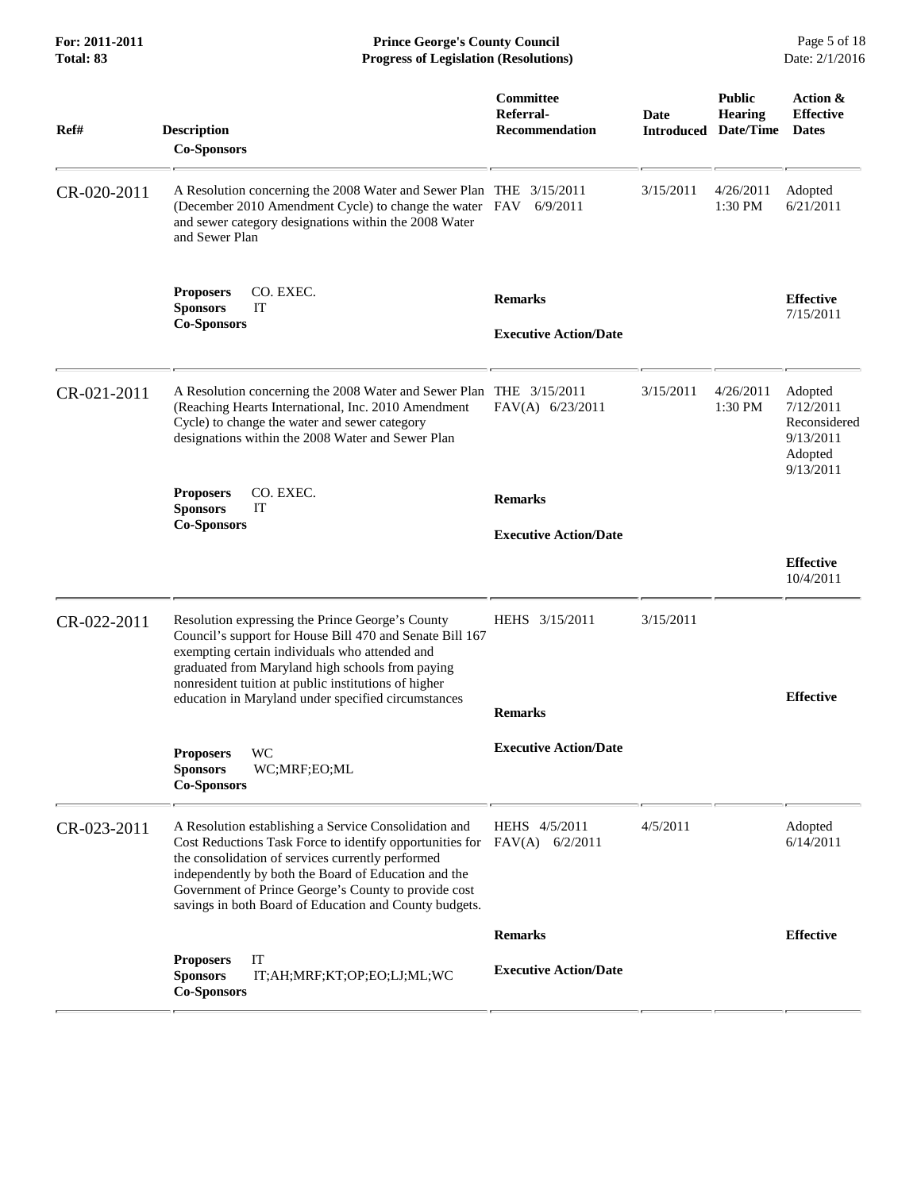| Ref# | Description / Co-Sponsors | Committee Referral-Recommendation | Date Introduced | Public Hearing Date/Time | Action & Effective Dates |
|---|---|---|---|---|---|
| CR-020-2011 | A Resolution concerning the 2008 Water and Sewer Plan (December 2010 Amendment Cycle) to change the water and sewer category designations within the 2008 Water and Sewer Plan<br><br>**Proposers** CO. EXEC.<br>**Sponsors** IT<br>**Co-Sponsors** | THE 3/15/2011<br>FAV 6/9/2011<br><br>**Remarks**<br><br>**Executive Action/Date** | 3/15/2011 | 4/26/2011 1:30 PM | Adopted 6/21/2011<br><br>**Effective** 7/15/2011 |
| CR-021-2011 | A Resolution concerning the 2008 Water and Sewer Plan (Reaching Hearts International, Inc. 2010 Amendment Cycle) to change the water and sewer category designations within the 2008 Water and Sewer Plan<br><br>**Proposers** CO. EXEC.<br>**Sponsors** IT<br>**Co-Sponsors** | THE 3/15/2011<br>FAV(A) 6/23/2011<br><br>**Remarks**<br><br>**Executive Action/Date** | 3/15/2011 | 4/26/2011 1:30 PM | Adopted 7/12/2011<br>Reconsidered 9/13/2011<br>Adopted 9/13/2011<br><br>**Effective** 10/4/2011 |
| CR-022-2011 | Resolution expressing the Prince George's County Council's support for House Bill 470 and Senate Bill 167 exempting certain individuals who attended and graduated from Maryland high schools from paying nonresident tuition at public institutions of higher education in Maryland under specified circumstances<br><br>**Proposers** WC<br>**Sponsors** WC;MRF;EO;ML<br>**Co-Sponsors** | HEHS 3/15/2011<br><br>**Remarks**<br><br>**Executive Action/Date** | 3/15/2011 | | **Effective** |
| CR-023-2011 | A Resolution establishing a Service Consolidation and Cost Reductions Task Force to identify opportunities for the consolidation of services currently performed independently by both the Board of Education and the Government of Prince George's County to provide cost savings in both Board of Education and County budgets.<br><br>**Proposers** IT<br>**Sponsors** IT;AH;MRF;KT;OP;EO;LJ;ML;WC<br>**Co-Sponsors** | HEHS 4/5/2011<br>FAV(A) 6/2/2011<br><br>**Remarks**<br><br>**Executive Action/Date** | 4/5/2011 | | Adopted 6/14/2011<br><br>**Effective** |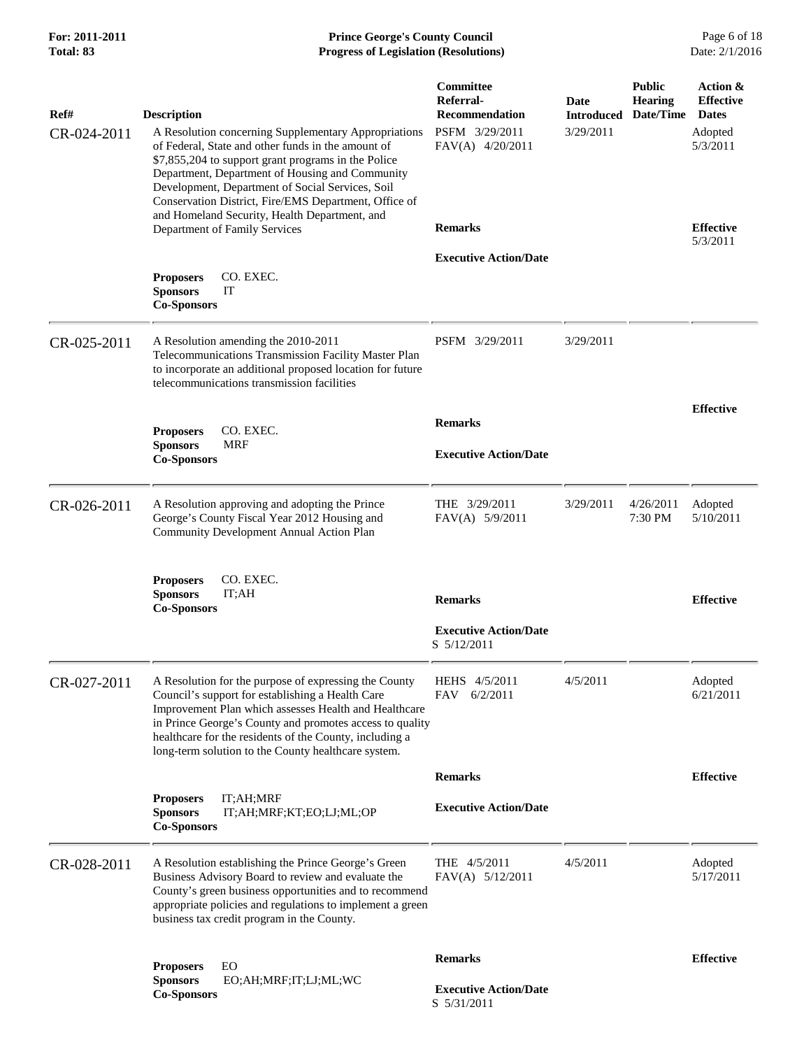| Ref# | Description | Committee Referral-Recommendation | Date Introduced | Public Hearing Date/Time | Action & Effective Dates |
|---|---|---|---|---|---|
| CR-024-2011 | A Resolution concerning Supplementary Appropriations of Federal, State and other funds in the amount of $7,855,204 to support grant programs in the Police Department, Department of Housing and Community Development, Department of Social Services, Soil Conservation District, Fire/EMS Department, Office of and Homeland Security, Health Department, and Department of Family Services<br><br>**Proposers** CO. EXEC.<br>**Sponsors** IT<br>**Co-Sponsors** | PSFM 3/29/2011<br>FAV(A) 4/20/2011<br><br>**Remarks**<br><br>**Executive Action/Date** | 3/29/2011 | | Adopted 5/3/2011<br><br>**Effective** 5/3/2011 |
| CR-025-2011 | A Resolution amending the 2010-2011 Telecommunications Transmission Facility Master Plan to incorporate an additional proposed location for future telecommunications transmission facilities<br><br>**Proposers** CO. EXEC.<br>**Sponsors** MRF<br>**Co-Sponsors** | PSFM 3/29/2011<br><br>**Remarks**<br><br>**Executive Action/Date** | 3/29/2011 | | **Effective** |
| CR-026-2011 | A Resolution approving and adopting the Prince George's County Fiscal Year 2012 Housing and Community Development Annual Action Plan<br><br>**Proposers** CO. EXEC.<br>**Sponsors** IT;AH<br>**Co-Sponsors** | THE 3/29/2011<br>FAV(A) 5/9/2011<br><br>**Remarks**<br><br>**Executive Action/Date**<br>S 5/12/2011 | 3/29/2011 | 4/26/2011 7:30 PM | Adopted 5/10/2011<br><br>**Effective** |
| CR-027-2011 | A Resolution for the purpose of expressing the County Council's support for establishing a Health Care Improvement Plan which assesses Health and Healthcare in Prince George's County and promotes access to quality healthcare for the residents of the County, including a long-term solution to the County healthcare system.<br><br>**Proposers** IT;AH;MRF<br>**Sponsors** IT;AH;MRF;KT;EO;LJ;ML;OP<br>**Co-Sponsors** | HEHS 4/5/2011<br>FAV 6/2/2011<br><br>**Remarks**<br><br>**Executive Action/Date** | 4/5/2011 | | Adopted 6/21/2011<br><br>**Effective** |
| CR-028-2011 | A Resolution establishing the Prince George's Green Business Advisory Board to review and evaluate the County's green business opportunities and to recommend appropriate policies and regulations to implement a green business tax credit program in the County.<br><br>**Proposers** EO<br>**Sponsors** EO;AH;MRF;IT;LJ;ML;WC<br>**Co-Sponsors** | THE 4/5/2011<br>FAV(A) 5/12/2011<br><br>**Remarks**<br><br>**Executive Action/Date**<br>S 5/31/2011 | 4/5/2011 | | Adopted 5/17/2011<br><br>**Effective** |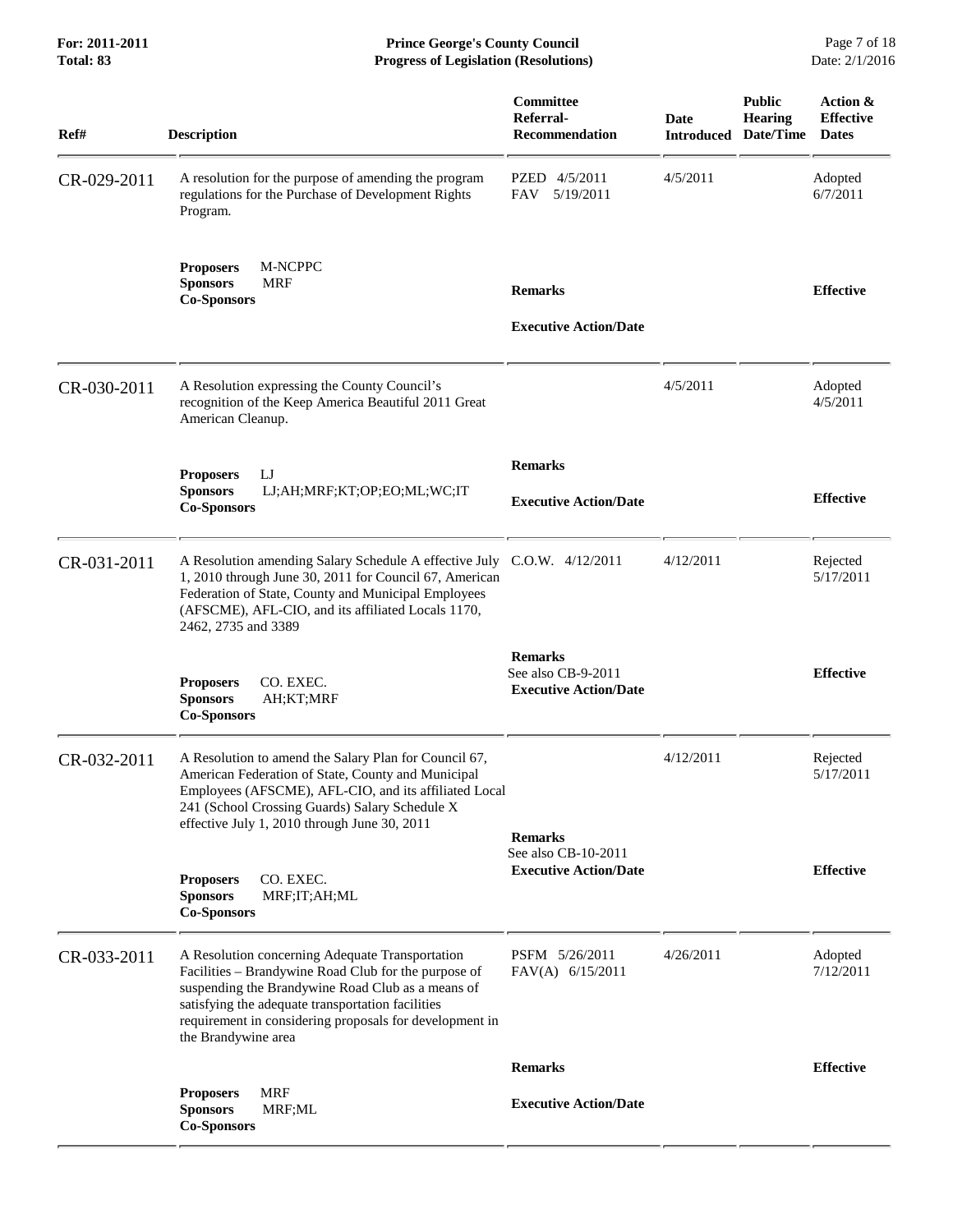| Ref# | Description | Committee Referral-Recommendation | Date Introduced | Public Hearing Date/Time | Action & Effective Dates |
|---|---|---|---|---|---|
| CR-029-2011 | A resolution for the purpose of amending the program regulations for the Purchase of Development Rights Program. | PZED 4/5/2011<br>FAV 5/19/2011 | 4/5/2011 | | Adopted 6/7/2011 |
| | **Proposers** M-NCPPC<br>**Sponsors** MRF<br>**Co-Sponsors** | **Remarks**<br><br>**Executive Action/Date** | | | **Effective** |
| CR-030-2011 | A Resolution expressing the County Council's recognition of the Keep America Beautiful 2011 Great American Cleanup. | | 4/5/2011 | | Adopted 4/5/2011 |
| | **Proposers** LJ<br>**Sponsors** LJ;AH;MRF;KT;OP;EO;ML;WC;IT<br>**Co-Sponsors** | **Remarks**<br><br>**Executive Action/Date** | | | **Effective** |
| CR-031-2011 | A Resolution amending Salary Schedule A effective July 1, 2010 through June 30, 2011 for Council 67, American Federation of State, County and Municipal Employees (AFSCME), AFL-CIO, and its affiliated Locals 1170, 2462, 2735 and 3389 | C.O.W. 4/12/2011 | 4/12/2011 | | Rejected 5/17/2011 |
| | **Proposers** CO. EXEC.<br>**Sponsors** AH;KT;MRF<br>**Co-Sponsors** | **Remarks**<br>See also CB-9-2011<br>**Executive Action/Date** | | | **Effective** |
| CR-032-2011 | A Resolution to amend the Salary Plan for Council 67, American Federation of State, County and Municipal Employees (AFSCME), AFL-CIO, and its affiliated Local 241 (School Crossing Guards) Salary Schedule X effective July 1, 2010 through June 30, 2011 | | 4/12/2011 | | Rejected 5/17/2011 |
| | **Proposers** CO. EXEC.<br>**Sponsors** MRF;IT;AH;ML<br>**Co-Sponsors** | **Remarks**<br>See also CB-10-2011<br>**Executive Action/Date** | | | **Effective** |
| CR-033-2011 | A Resolution concerning Adequate Transportation Facilities – Brandywine Road Club for the purpose of suspending the Brandywine Road Club as a means of satisfying the adequate transportation facilities requirement in considering proposals for development in the Brandywine area | PSFM 5/26/2011<br>FAV(A) 6/15/2011 | 4/26/2011 | | Adopted 7/12/2011 |
| | **Proposers** MRF<br>**Sponsors** MRF;ML<br>**Co-Sponsors** | **Remarks**<br><br>**Executive Action/Date** | | | **Effective** |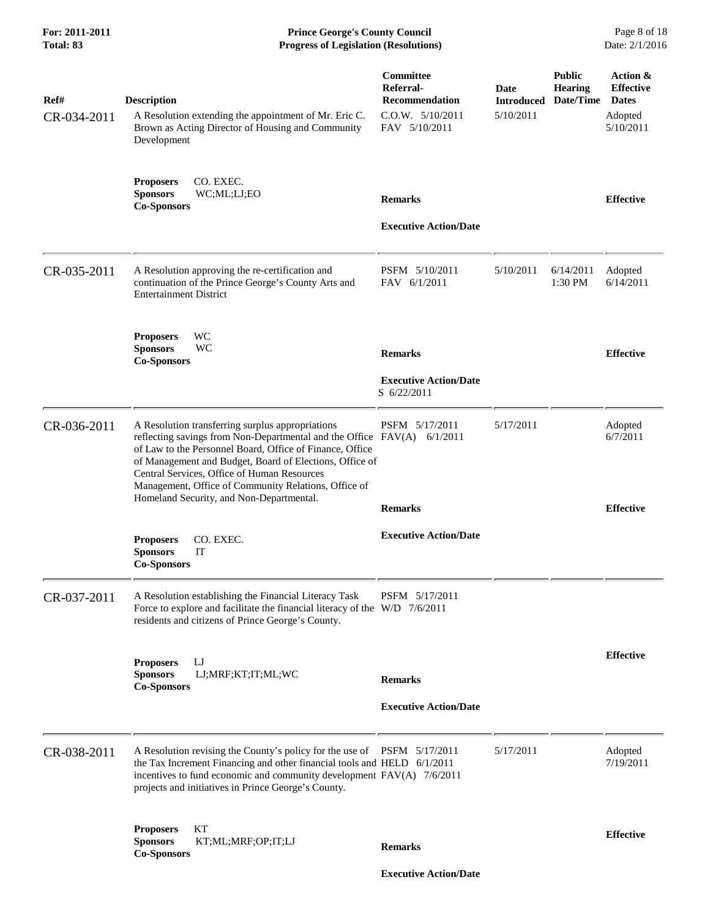| Ref# | Description | Committee Referral-Recommendation | Date Introduced | Public Hearing Date/Time | Action & Effective Dates |
|---|---|---|---|---|---|
| CR-034-2011 | A Resolution extending the appointment of Mr. Eric C. Brown as Acting Director of Housing and Community Development | C.O.W. 5/10/2011<br>FAV 5/10/2011 | 5/10/2011 | | Adopted 5/10/2011 |
| | **Proposers** CO. EXEC.<br>**Sponsors** WC;ML;LJ;EO<br>**Co-Sponsors** | **Remarks**<br><br>**Executive Action/Date** | | | **Effective** |
| CR-035-2011 | A Resolution approving the re-certification and continuation of the Prince George's County Arts and Entertainment District | PSFM 5/10/2011<br>FAV 6/1/2011 | 5/10/2011 | 6/14/2011 1:30 PM | Adopted 6/14/2011 |
| | **Proposers** WC<br>**Sponsors** WC<br>**Co-Sponsors** | **Remarks**<br><br>**Executive Action/Date**<br>S 6/22/2011 | | | **Effective** |
| CR-036-2011 | A Resolution transferring surplus appropriations reflecting savings from Non-Departmental and the Office of Law to the Personnel Board, Office of Finance, Office of Management and Budget, Board of Elections, Office of Central Services, Office of Human Resources Management, Office of Community Relations, Office of Homeland Security, and Non-Departmental. | PSFM 5/17/2011<br>FAV(A) 6/1/2011 | 5/17/2011 | | Adopted 6/7/2011 |
| | **Proposers** CO. EXEC.<br>**Sponsors** IT<br>**Co-Sponsors** | **Remarks**<br><br>**Executive Action/Date** | | | **Effective** |
| CR-037-2011 | A Resolution establishing the Financial Literacy Task Force to explore and facilitate the financial literacy of the residents and citizens of Prince George's County. | PSFM 5/17/2011<br>W/D 7/6/2011 | | | |
| | **Proposers** LJ<br>**Sponsors** LJ;MRF;KT;IT;ML;WC<br>**Co-Sponsors** | **Remarks**<br><br>**Executive Action/Date** | | | **Effective** |
| CR-038-2011 | A Resolution revising the County's policy for the use of the Tax Increment Financing and other financial tools and incentives to fund economic and community development projects and initiatives in Prince George's County. | PSFM 5/17/2011<br>HELD 6/1/2011<br>FAV(A) 7/6/2011 | 5/17/2011 | | Adopted 7/19/2011 |
| | **Proposers** KT<br>**Sponsors** KT;ML;MRF;OP;IT;LJ<br>**Co-Sponsors** | **Remarks**<br><br>**Executive Action/Date** | | | **Effective** |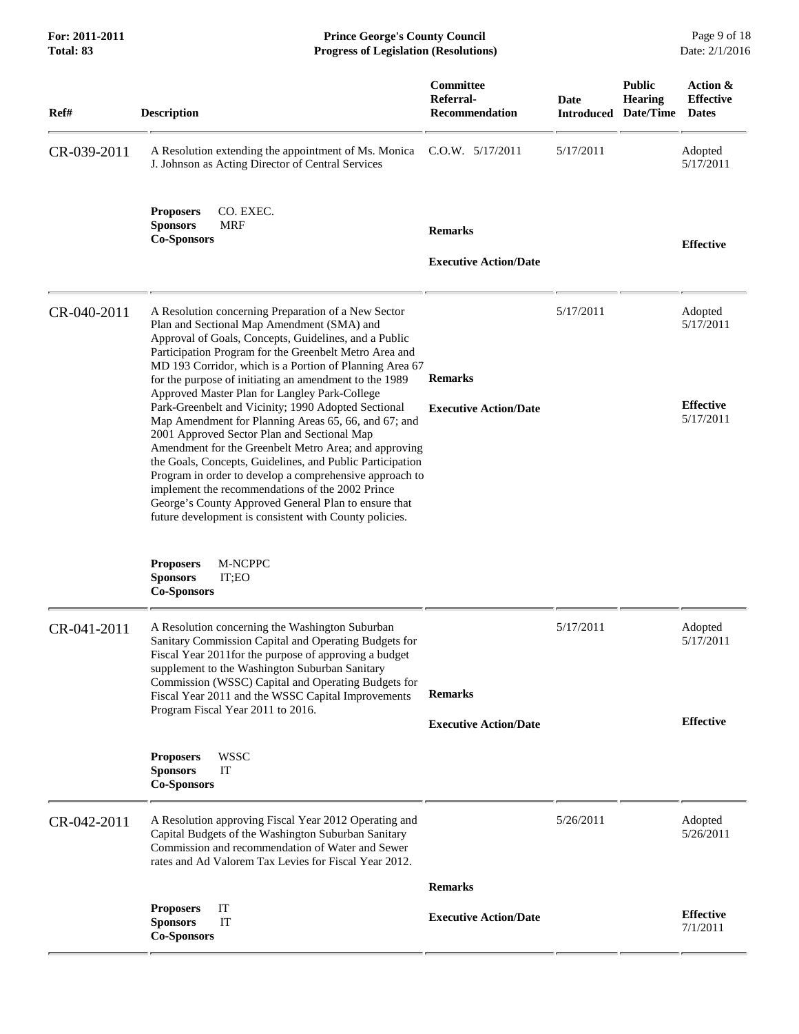| Ref# | Description | Committee Referral-Recommendation | Date Introduced | Public Hearing Date/Time | Action & Effective Dates |
|---|---|---|---|---|---|
| CR-039-2011 | A Resolution extending the appointment of Ms. Monica J. Johnson as Acting Director of Central Services<br><br>**Proposers** CO. EXEC.<br>**Sponsors** MRF<br>**Co-Sponsors** | C.O.W. 5/17/2011<br><br>**Remarks**<br><br>**Executive Action/Date** | 5/17/2011 | | Adopted 5/17/2011<br><br>**Effective** |
| CR-040-2011 | A Resolution concerning Preparation of a New Sector Plan and Sectional Map Amendment (SMA) and Approval of Goals, Concepts, Guidelines, and a Public Participation Program for the Greenbelt Metro Area and MD 193 Corridor, which is a Portion of Planning Area 67 for the purpose of initiating an amendment to the 1989 Approved Master Plan for Langley Park-College Park-Greenbelt and Vicinity; 1990 Adopted Sectional Map Amendment for Planning Areas 65, 66, and 67; and 2001 Approved Sector Plan and Sectional Map Amendment for the Greenbelt Metro Area; and approving the Goals, Concepts, Guidelines, and Public Participation Program in order to develop a comprehensive approach to implement the recommendations of the 2002 Prince George's County Approved General Plan to ensure that future development is consistent with County policies.<br><br>**Proposers** M-NCPPC<br>**Sponsors** IT;EO<br>**Co-Sponsors** | **Remarks**<br><br>**Executive Action/Date** | 5/17/2011 | | Adopted 5/17/2011<br><br>**Effective** 5/17/2011 |
| CR-041-2011 | A Resolution concerning the Washington Suburban Sanitary Commission Capital and Operating Budgets for Fiscal Year 2011for the purpose of approving a budget supplement to the Washington Suburban Sanitary Commission (WSSC) Capital and Operating Budgets for Fiscal Year 2011 and the WSSC Capital Improvements Program Fiscal Year 2011 to 2016.<br><br>**Proposers** WSSC<br>**Sponsors** IT<br>**Co-Sponsors** | **Remarks**<br><br>**Executive Action/Date** | 5/17/2011 | | Adopted 5/17/2011<br><br>**Effective** |
| CR-042-2011 | A Resolution approving Fiscal Year 2012 Operating and Capital Budgets of the Washington Suburban Sanitary Commission and recommendation of Water and Sewer rates and Ad Valorem Tax Levies for Fiscal Year 2012.<br><br>**Proposers** IT<br>**Sponsors** IT<br>**Co-Sponsors** | **Remarks**<br><br>**Executive Action/Date** | 5/26/2011 | | Adopted 5/26/2011<br><br>**Effective** 7/1/2011 |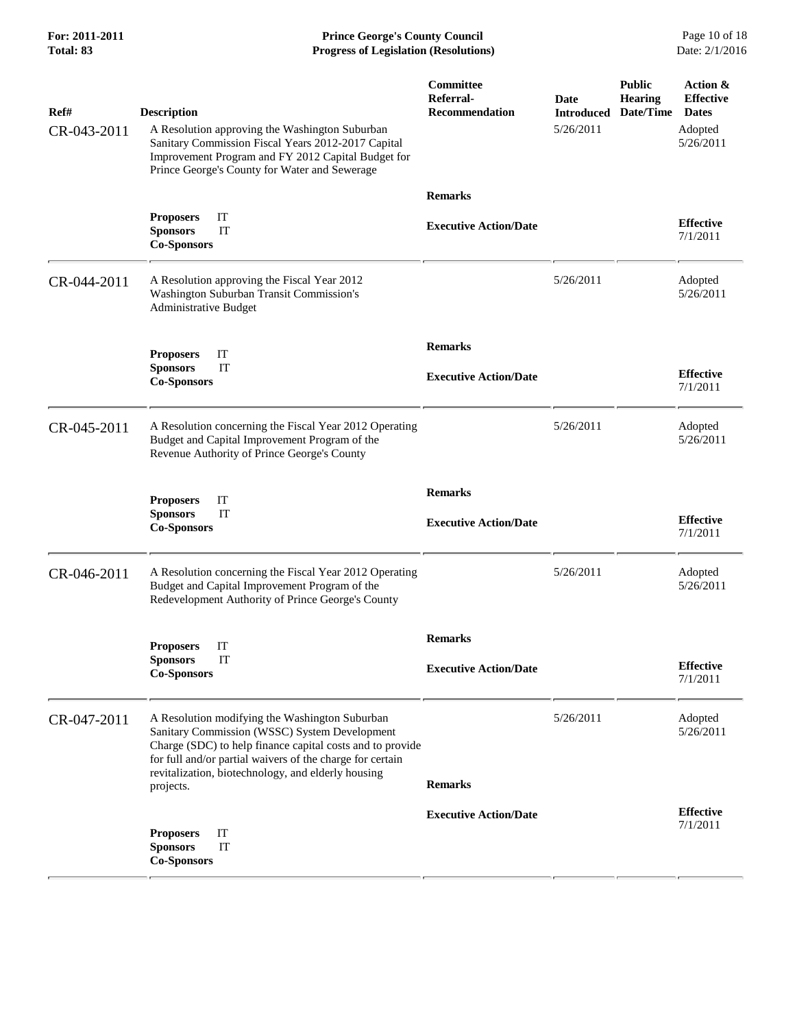| Ref# | Description | Committee Referral-Recommendation | Date Introduced | Public Hearing Date/Time | Action & Effective Dates |
|---|---|---|---|---|---|
| CR-043-2011 | A Resolution approving the Washington Suburban Sanitary Commission Fiscal Years 2012-2017 Capital Improvement Program and FY 2012 Capital Budget for Prince George's County for Water and Sewerage | | 5/26/2011 | | Adopted 5/26/2011 |
| | **Proposers** IT<br>**Sponsors** IT<br>**Co-Sponsors** | **Remarks**<br><br>**Executive Action/Date** | | | **Effective** 7/1/2011 |
| CR-044-2011 | A Resolution approving the Fiscal Year 2012 Washington Suburban Transit Commission's Administrative Budget | | 5/26/2011 | | Adopted 5/26/2011 |
| | **Proposers** IT<br>**Sponsors** IT<br>**Co-Sponsors** | **Remarks**<br><br>**Executive Action/Date** | | | **Effective** 7/1/2011 |
| CR-045-2011 | A Resolution concerning the Fiscal Year 2012 Operating Budget and Capital Improvement Program of the Revenue Authority of Prince George's County | | 5/26/2011 | | Adopted 5/26/2011 |
| | **Proposers** IT<br>**Sponsors** IT<br>**Co-Sponsors** | **Remarks**<br><br>**Executive Action/Date** | | | **Effective** 7/1/2011 |
| CR-046-2011 | A Resolution concerning the Fiscal Year 2012 Operating Budget and Capital Improvement Program of the Redevelopment Authority of Prince George's County | | 5/26/2011 | | Adopted 5/26/2011 |
| | **Proposers** IT<br>**Sponsors** IT<br>**Co-Sponsors** | **Remarks**<br><br>**Executive Action/Date** | | | **Effective** 7/1/2011 |
| CR-047-2011 | A Resolution modifying the Washington Suburban Sanitary Commission (WSSC) System Development Charge (SDC) to help finance capital costs and to provide for full and/or partial waivers of the charge for certain revitalization, biotechnology, and elderly housing projects. | | 5/26/2011 | | Adopted 5/26/2011 |
| | **Proposers** IT<br>**Sponsors** IT<br>**Co-Sponsors** | **Remarks**<br><br>**Executive Action/Date** | | | **Effective** 7/1/2011 |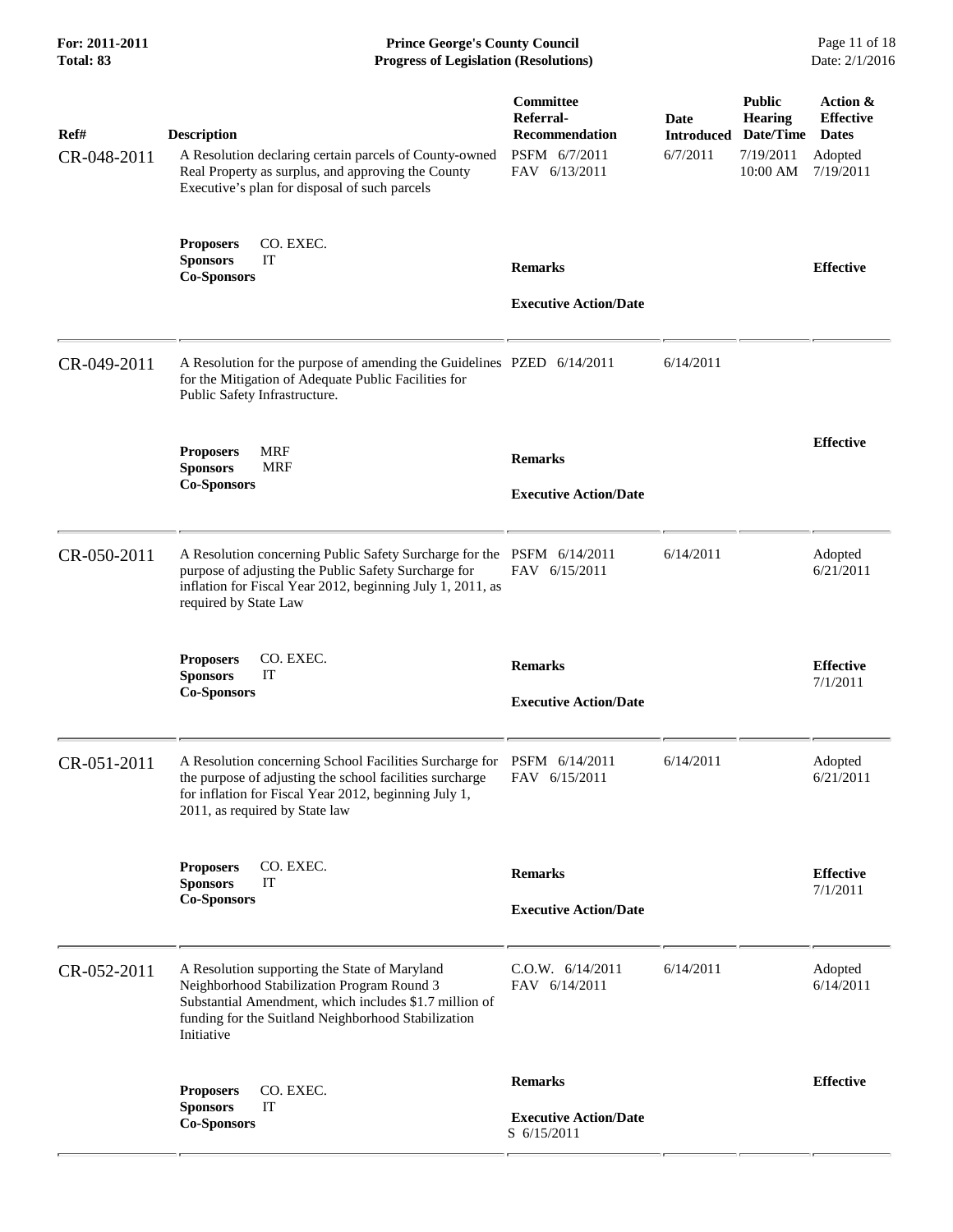| Ref# | Description | Committee Referral-Recommendation | Date Introduced | Public Hearing Date/Time | Action & Effective Dates |
|---|---|---|---|---|---|
| CR-048-2011 | A Resolution declaring certain parcels of County-owned Real Property as surplus, and approving the County Executive's plan for disposal of such parcels | PSFM 6/7/2011<br>FAV 6/13/2011 | 6/7/2011 | 7/19/2011<br>10:00 AM | Adopted<br>7/19/2011 |
| | **Proposers** CO. EXEC.<br>**Sponsors** IT<br>**Co-Sponsors** | **Remarks**<br><br>**Executive Action/Date** | | | **Effective** |
| CR-049-2011 | A Resolution for the purpose of amending the Guidelines for the Mitigation of Adequate Public Facilities for Public Safety Infrastructure. | PZED 6/14/2011 | 6/14/2011 | | |
| | **Proposers** MRF<br>**Sponsors** MRF<br>**Co-Sponsors** | **Remarks**<br><br>**Executive Action/Date** | | | **Effective** |
| CR-050-2011 | A Resolution concerning Public Safety Surcharge for the purpose of adjusting the Public Safety Surcharge for inflation for Fiscal Year 2012, beginning July 1, 2011, as required by State Law | PSFM 6/14/2011<br>FAV 6/15/2011 | 6/14/2011 | | Adopted<br>6/21/2011 |
| | **Proposers** CO. EXEC.<br>**Sponsors** IT<br>**Co-Sponsors** | **Remarks**<br><br>**Executive Action/Date** | | | **Effective**<br>7/1/2011 |
| CR-051-2011 | A Resolution concerning School Facilities Surcharge for the purpose of adjusting the school facilities surcharge for inflation for Fiscal Year 2012, beginning July 1, 2011, as required by State law | PSFM 6/14/2011<br>FAV 6/15/2011 | 6/14/2011 | | Adopted<br>6/21/2011 |
| | **Proposers** CO. EXEC.<br>**Sponsors** IT<br>**Co-Sponsors** | **Remarks**<br><br>**Executive Action/Date** | | | **Effective**<br>7/1/2011 |
| CR-052-2011 | A Resolution supporting the State of Maryland Neighborhood Stabilization Program Round 3 Substantial Amendment, which includes $1.7 million of funding for the Suitland Neighborhood Stabilization Initiative | C.O.W. 6/14/2011<br>FAV 6/14/2011 | 6/14/2011 | | Adopted<br>6/14/2011 |
| | **Proposers** CO. EXEC.<br>**Sponsors** IT<br>**Co-Sponsors** | **Remarks**<br><br>**Executive Action/Date**<br>S 6/15/2011 | | | **Effective** |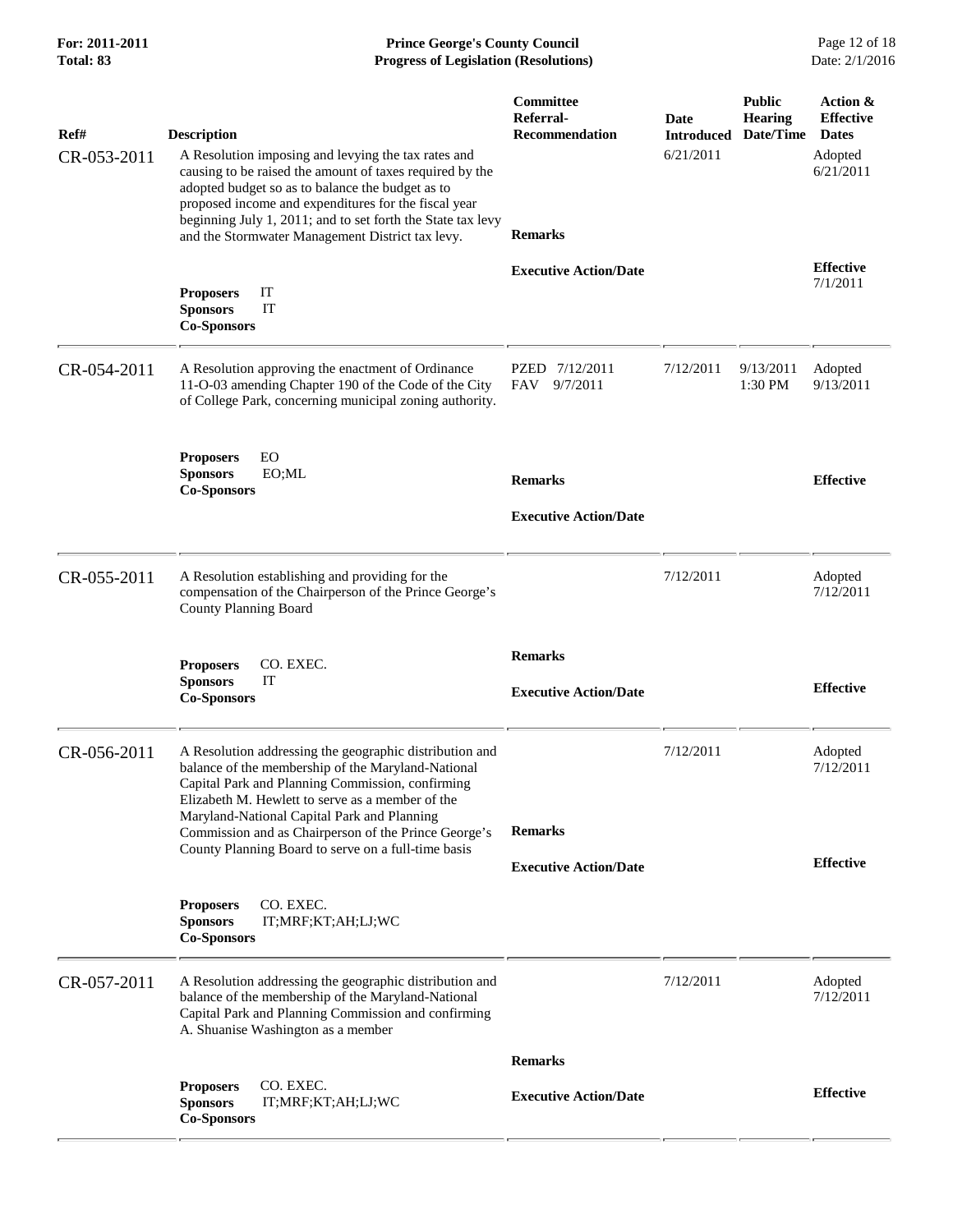| Ref# | Description | Committee Referral-Recommendation | Date Introduced | Public Hearing Date/Time | Action & Effective Dates |
|---|---|---|---|---|---|
| CR-053-2011 | A Resolution imposing and levying the tax rates and causing to be raised the amount of taxes required by the adopted budget so as to balance the budget as to proposed income and expenditures for the fiscal year beginning July 1, 2011; and to set forth the State tax levy and the Stormwater Management District tax levy.<br>**Proposers** IT<br>**Sponsors** IT<br>**Co-Sponsors** | **Remarks**<br>**Executive Action/Date** | 6/21/2011 | | Adopted 6/21/2011<br>**Effective** 7/1/2011 |
| CR-054-2011 | A Resolution approving the enactment of Ordinance 11-O-03 amending Chapter 190 of the Code of the City of College Park, concerning municipal zoning authority.<br>**Proposers** EO<br>**Sponsors** EO;ML<br>**Co-Sponsors** | PZED 7/12/2011<br>FAV 9/7/2011<br>**Remarks**<br>**Executive Action/Date** | 7/12/2011 | 9/13/2011 1:30 PM | Adopted 9/13/2011<br>**Effective** |
| CR-055-2011 | A Resolution establishing and providing for the compensation of the Chairperson of the Prince George's County Planning Board<br>**Proposers** CO. EXEC.<br>**Sponsors** IT<br>**Co-Sponsors** | **Remarks**<br>**Executive Action/Date** | 7/12/2011 | | Adopted 7/12/2011<br>**Effective** |
| CR-056-2011 | A Resolution addressing the geographic distribution and balance of the membership of the Maryland-National Capital Park and Planning Commission, confirming Elizabeth M. Hewlett to serve as a member of the Maryland-National Capital Park and Planning Commission and as Chairperson of the Prince George's County Planning Board to serve on a full-time basis<br>**Proposers** CO. EXEC.<br>**Sponsors** IT;MRF;KT;AH;LJ;WC<br>**Co-Sponsors** | **Remarks**<br>**Executive Action/Date** | 7/12/2011 | | Adopted 7/12/2011<br>**Effective** |
| CR-057-2011 | A Resolution addressing the geographic distribution and balance of the membership of the Maryland-National Capital Park and Planning Commission and confirming A. Shuanise Washington as a member<br>**Proposers** CO. EXEC.<br>**Sponsors** IT;MRF;KT;AH;LJ;WC<br>**Co-Sponsors** | **Remarks**<br>**Executive Action/Date** | 7/12/2011 | | Adopted 7/12/2011<br>**Effective** |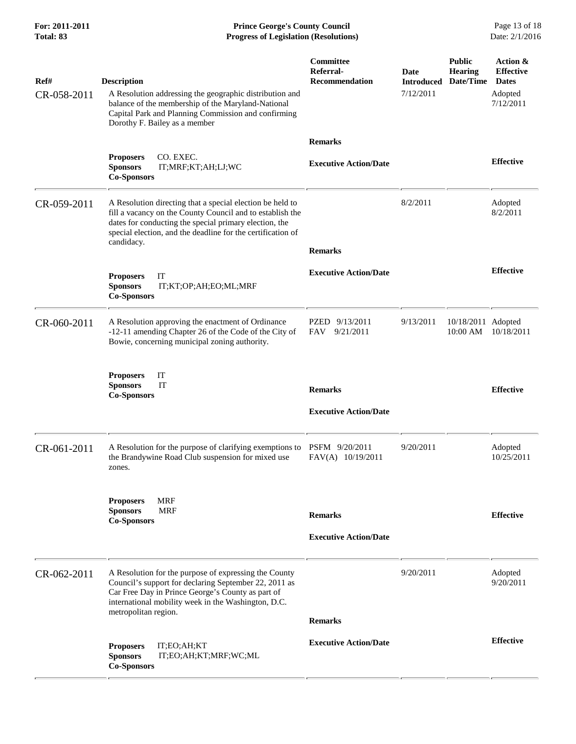**Prince George's County Council**
**Progress of Legislation (Resolutions)**

**For: 2011-2011**
**Total: 83**

Date: 2/1/2016

| Ref# | Description | Committee Referral-Recommendation | Date Introduced | Public Hearing Date/Time | Action & Effective Dates |
|---|---|---|---|---|---|
| CR-058-2011 | A Resolution addressing the geographic distribution and balance of the membership of the Maryland-National Capital Park and Planning Commission and confirming Dorothy F. Bailey as a member | | 7/12/2011 | | Adopted 7/12/2011 |
| | **Proposers** CO. EXEC.<br>**Sponsors** IT;MRF;KT;AH;LJ;WC<br>**Co-Sponsors** | **Remarks**<br><br>**Executive Action/Date** | | | **Effective** |
| CR-059-2011 | A Resolution directing that a special election be held to fill a vacancy on the County Council and to establish the dates for conducting the special primary election, the special election, and the deadline for the certification of candidacy. | | 8/2/2011 | | Adopted 8/2/2011 |
| | **Proposers** IT<br>**Sponsors** IT;KT;OP;AH;EO;ML;MRF<br>**Co-Sponsors** | **Remarks**<br><br>**Executive Action/Date** | | | **Effective** |
| CR-060-2011 | A Resolution approving the enactment of Ordinance -12-11 amending Chapter 26 of the Code of the City of Bowie, concerning municipal zoning authority. | PZED 9/13/2011<br>FAV 9/21/2011 | 9/13/2011 | 10/18/2011 10:00 AM | Adopted 10/18/2011 |
| | **Proposers** IT<br>**Sponsors** IT<br>**Co-Sponsors** | **Remarks**<br><br>**Executive Action/Date** | | | **Effective** |
| CR-061-2011 | A Resolution for the purpose of clarifying exemptions to the Brandywine Road Club suspension for mixed use zones. | PSFM 9/20/2011<br>FAV(A) 10/19/2011 | 9/20/2011 | | Adopted 10/25/2011 |
| | **Proposers** MRF<br>**Sponsors** MRF<br>**Co-Sponsors** | **Remarks**<br><br>**Executive Action/Date** | | | **Effective** |
| CR-062-2011 | A Resolution for the purpose of expressing the County Council's support for declaring September 22, 2011 as Car Free Day in Prince George's County as part of international mobility week in the Washington, D.C. metropolitan region. | | 9/20/2011 | | Adopted 9/20/2011 |
| | **Proposers** IT;EO;AH;KT<br>**Sponsors** IT;EO;AH;KT;MRF;WC;ML<br>**Co-Sponsors** | **Remarks**<br><br>**Executive Action/Date** | | | **Effective** |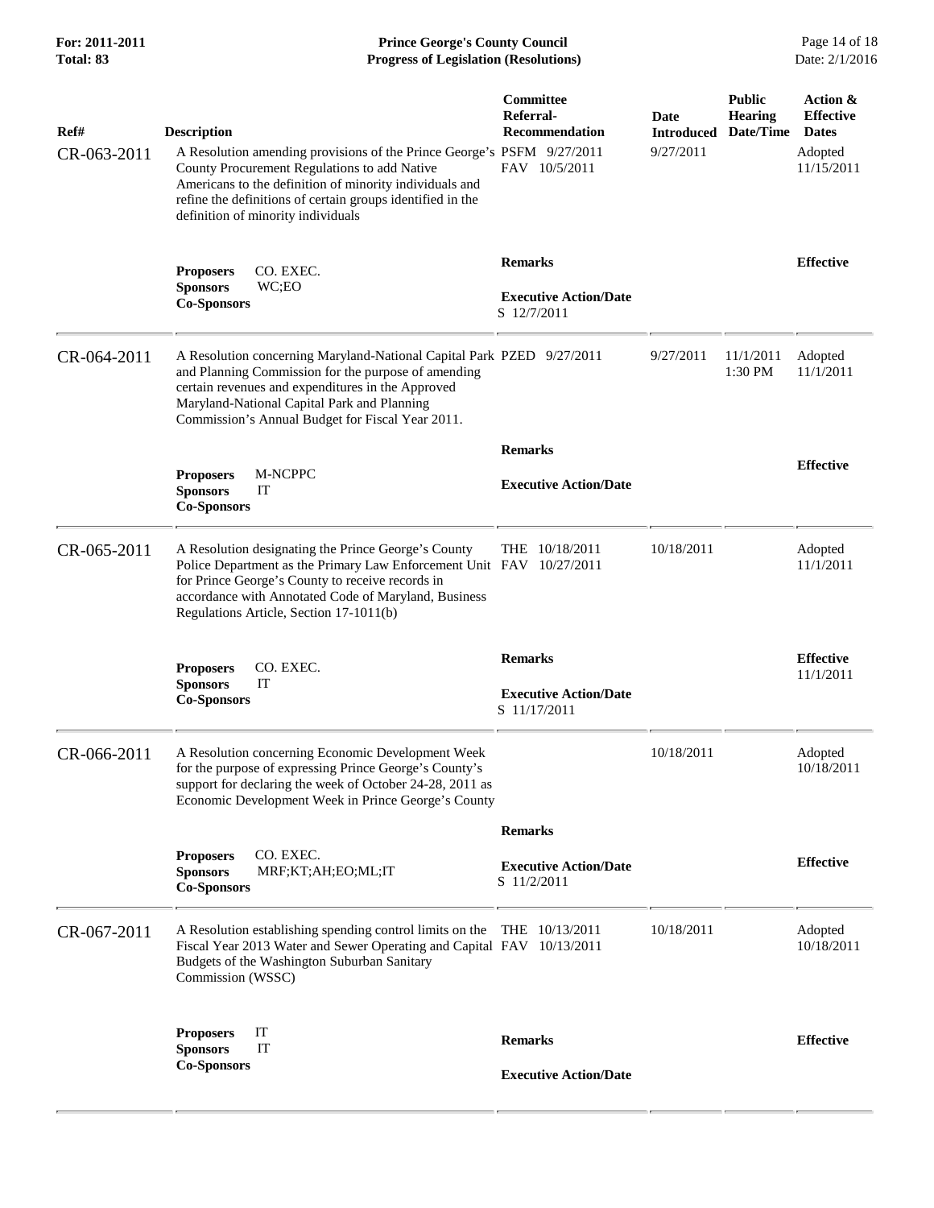| Ref# | Description | Committee Referral-Recommendation | Date Introduced | Public Hearing Date/Time | Action & Effective Dates |
|---|---|---|---|---|---|
| CR-063-2011 | A Resolution amending provisions of the Prince George's County Procurement Regulations to add Native Americans to the definition of minority individuals and refine the definitions of certain groups identified in the definition of minority individuals | PSFM 9/27/2011<br>FAV 10/5/2011 | 9/27/2011 | | Adopted 11/15/2011 |
| | **Proposers** CO. EXEC.<br>**Sponsors** WC;EO<br>**Co-Sponsors** | **Remarks**<br><br>**Executive Action/Date**<br>S 12/7/2011 | | | **Effective** |
| CR-064-2011 | A Resolution concerning Maryland-National Capital Park and Planning Commission for the purpose of amending certain revenues and expenditures in the Approved Maryland-National Capital Park and Planning Commission's Annual Budget for Fiscal Year 2011. | PZED 9/27/2011 | 9/27/2011 | 11/1/2011 1:30 PM | Adopted 11/1/2011 |
| | **Proposers** M-NCPPC<br>**Sponsors** IT<br>**Co-Sponsors** | **Remarks**<br><br>**Executive Action/Date** | | | **Effective** |
| CR-065-2011 | A Resolution designating the Prince George's County Police Department as the Primary Law Enforcement Unit for Prince George's County to receive records in accordance with Annotated Code of Maryland, Business Regulations Article, Section 17-1011(b) | THE 10/18/2011<br>FAV 10/27/2011 | 10/18/2011 | | Adopted 11/1/2011 |
| | **Proposers** CO. EXEC.<br>**Sponsors** IT<br>**Co-Sponsors** | **Remarks**<br><br>**Executive Action/Date**<br>S 11/17/2011 | | | **Effective** 11/1/2011 |
| CR-066-2011 | A Resolution concerning Economic Development Week for the purpose of expressing Prince George's County's support for declaring the week of October 24-28, 2011 as Economic Development Week in Prince George's County | | 10/18/2011 | | Adopted 10/18/2011 |
| | **Proposers** CO. EXEC.<br>**Sponsors** MRF;KT;AH;EO;ML;IT<br>**Co-Sponsors** | **Remarks**<br><br>**Executive Action/Date**<br>S 11/2/2011 | | | **Effective** |
| CR-067-2011 | A Resolution establishing spending control limits on the Fiscal Year 2013 Water and Sewer Operating and Capital Budgets of the Washington Suburban Sanitary Commission (WSSC) | THE 10/13/2011<br>FAV 10/13/2011 | 10/18/2011 | | Adopted 10/18/2011 |
| | **Proposers** IT<br>**Sponsors** IT<br>**Co-Sponsors** | **Remarks**<br><br>**Executive Action/Date** | | | **Effective** |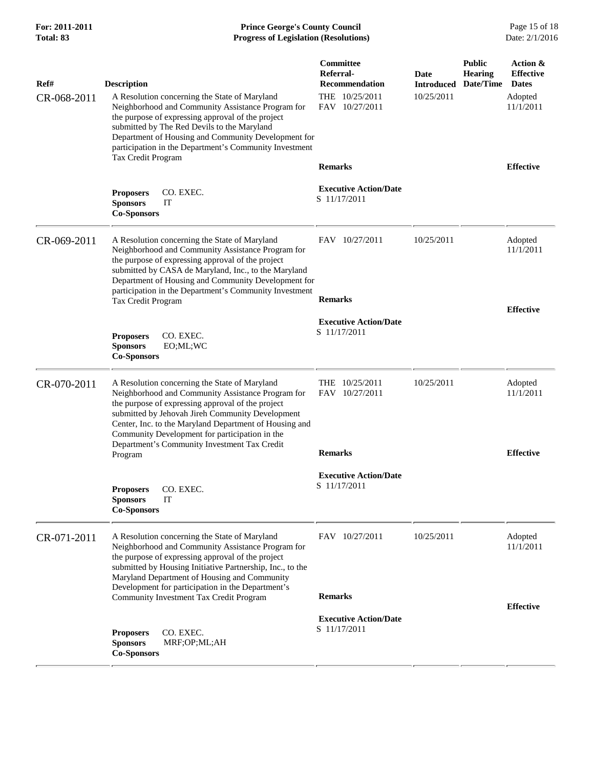| Ref# | Description | Committee Referral-Recommendation | Date Introduced | Public Hearing Date/Time | Action & Effective Dates |
|---|---|---|---|---|---|
| CR-068-2011 | A Resolution concerning the State of Maryland Neighborhood and Community Assistance Program for the purpose of expressing approval of the project submitted by The Red Devils to the Maryland Department of Housing and Community Development for participation in the Department's Community Investment Tax Credit Program | THE 10/25/2011<br>FAV 10/27/2011 | 10/25/2011 | | Adopted 11/1/2011 |
| | | **Remarks** | | | **Effective** |
| | **Proposers** CO. EXEC.<br>**Sponsors** IT<br>**Co-Sponsors** | **Executive Action/Date**<br>S 11/17/2011 | | | |
| CR-069-2011 | A Resolution concerning the State of Maryland Neighborhood and Community Assistance Program for the purpose of expressing approval of the project submitted by CASA de Maryland, Inc., to the Maryland Department of Housing and Community Development for participation in the Department's Community Investment Tax Credit Program | FAV 10/27/2011 | 10/25/2011 | | Adopted 11/1/2011 |
| | | **Remarks** | | | **Effective** |
| | **Proposers** CO. EXEC.<br>**Sponsors** EO;ML;WC<br>**Co-Sponsors** | **Executive Action/Date**<br>S 11/17/2011 | | | |
| CR-070-2011 | A Resolution concerning the State of Maryland Neighborhood and Community Assistance Program for the purpose of expressing approval of the project submitted by Jehovah Jireh Community Development Center, Inc. to the Maryland Department of Housing and Community Development for participation in the Department's Community Investment Tax Credit Program | THE 10/25/2011<br>FAV 10/27/2011 | 10/25/2011 | | Adopted 11/1/2011 |
| | | **Remarks** | | | **Effective** |
| | **Proposers** CO. EXEC.<br>**Sponsors** IT<br>**Co-Sponsors** | **Executive Action/Date**<br>S 11/17/2011 | | | |
| CR-071-2011 | A Resolution concerning the State of Maryland Neighborhood and Community Assistance Program for the purpose of expressing approval of the project submitted by Housing Initiative Partnership, Inc., to the Maryland Department of Housing and Community Development for participation in the Department's Community Investment Tax Credit Program | FAV 10/27/2011 | 10/25/2011 | | Adopted 11/1/2011 |
| | | **Remarks** | | | **Effective** |
| | **Proposers** CO. EXEC.<br>**Sponsors** MRF;OP;ML;AH<br>**Co-Sponsors** | **Executive Action/Date**<br>S 11/17/2011 | | | |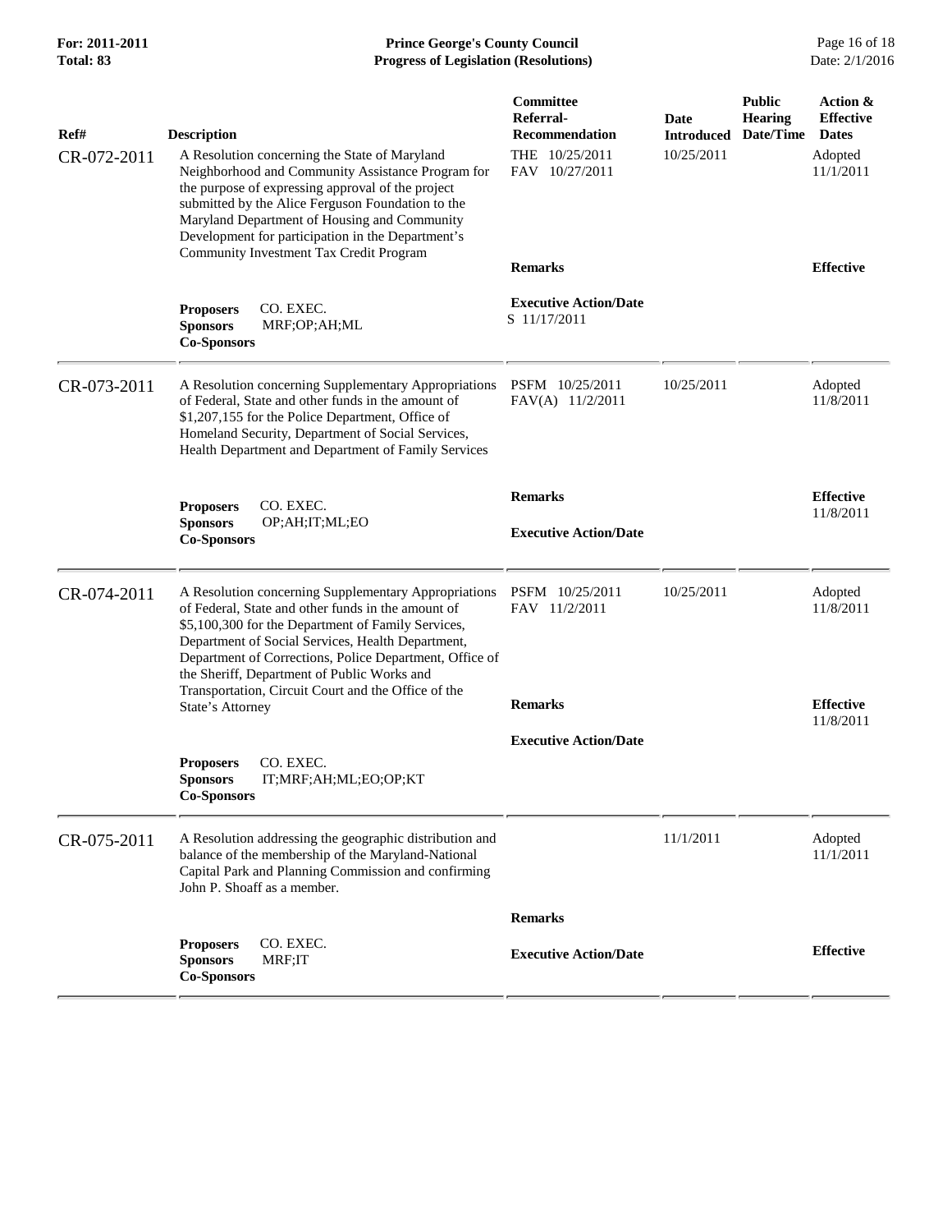| Ref# | Description | Committee Referral-Recommendation | Date Introduced | Public Hearing Date/Time | Action & Effective Dates |
|---|---|---|---|---|---|
| CR-072-2011 | A Resolution concerning the State of Maryland Neighborhood and Community Assistance Program for the purpose of expressing approval of the project submitted by the Alice Ferguson Foundation to the Maryland Department of Housing and Community Development for participation in the Department's Community Investment Tax Credit Program | THE 10/25/2011<br>FAV 10/27/2011 | 10/25/2011 | | Adopted 11/1/2011 |
| | | **Remarks** | | | **Effective** |
| | **Proposers** CO. EXEC.<br>**Sponsors** MRF;OP;AH;ML<br>**Co-Sponsors** | **Executive Action/Date**<br>S 11/17/2011 | | | |
| CR-073-2011 | A Resolution concerning Supplementary Appropriations of Federal, State and other funds in the amount of $1,207,155 for the Police Department, Office of Homeland Security, Department of Social Services, Health Department and Department of Family Services | PSFM 10/25/2011<br>FAV(A) 11/2/2011 | 10/25/2011 | | Adopted 11/8/2011 |
| | **Proposers** CO. EXEC.<br>**Sponsors** OP;AH;IT;ML;EO<br>**Co-Sponsors** | **Remarks**<br><br>**Executive Action/Date** | | | **Effective** 11/8/2011 |
| CR-074-2011 | A Resolution concerning Supplementary Appropriations of Federal, State and other funds in the amount of $5,100,300 for the Department of Family Services, Department of Social Services, Health Department, Department of Corrections, Police Department, Office of the Sheriff, Department of Public Works and Transportation, Circuit Court and the Office of the State's Attorney | PSFM 10/25/2011<br>FAV 11/2/2011 | 10/25/2011 | | Adopted 11/8/2011 |
| | | **Remarks** | | | **Effective** 11/8/2011 |
| | **Proposers** CO. EXEC.<br>**Sponsors** IT;MRF;AH;ML;EO;OP;KT<br>**Co-Sponsors** | **Executive Action/Date** | | | |
| CR-075-2011 | A Resolution addressing the geographic distribution and balance of the membership of the Maryland-National Capital Park and Planning Commission and confirming John P. Shoaff as a member. | | 11/1/2011 | | Adopted 11/1/2011 |
| | | **Remarks** | | | |
| | **Proposers** CO. EXEC.<br>**Sponsors** MRF;IT<br>**Co-Sponsors** | **Executive Action/Date** | | | **Effective** |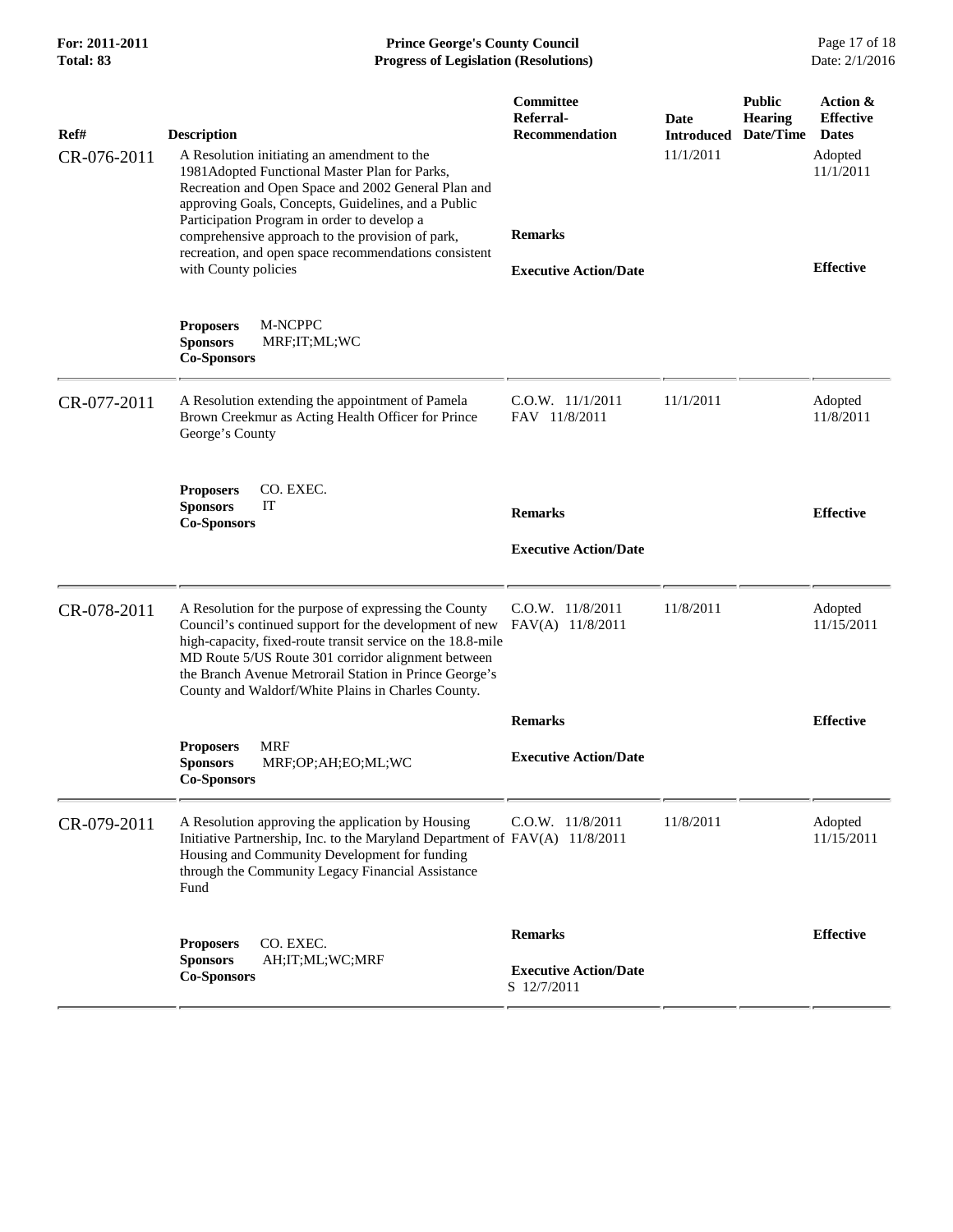| Ref# | Description | Committee Referral-Recommendation | Date Introduced | Public Hearing Date/Time | Action & Effective Dates |
|---|---|---|---|---|---|
| CR-076-2011 | A Resolution initiating an amendment to the 1981Adopted Functional Master Plan for Parks, Recreation and Open Space and 2002 General Plan and approving Goals, Concepts, Guidelines, and a Public Participation Program in order to develop a comprehensive approach to the provision of park, recreation, and open space recommendations consistent with County policies<br><br>**Proposers** M-NCPPC<br>**Sponsors** MRF;IT;ML;WC<br>**Co-Sponsors** | **Remarks**<br><br>**Executive Action/Date** | 11/1/2011 | | Adopted 11/1/2011<br><br>**Effective** |
| CR-077-2011 | A Resolution extending the appointment of Pamela Brown Creekmur as Acting Health Officer for Prince George's County<br><br>**Proposers** CO. EXEC.<br>**Sponsors** IT<br>**Co-Sponsors** | C.O.W. 11/1/2011<br>FAV 11/8/2011<br><br>**Remarks**<br><br>**Executive Action/Date** | 11/1/2011 | | Adopted 11/8/2011<br><br>**Effective** |
| CR-078-2011 | A Resolution for the purpose of expressing the County Council's continued support for the development of new high-capacity, fixed-route transit service on the 18.8-mile MD Route 5/US Route 301 corridor alignment between the Branch Avenue Metrorail Station in Prince George's County and Waldorf/White Plains in Charles County.<br><br>**Proposers** MRF<br>**Sponsors** MRF;OP;AH;EO;ML;WC<br>**Co-Sponsors** | C.O.W. 11/8/2011<br>FAV(A) 11/8/2011<br><br>**Remarks**<br><br>**Executive Action/Date** | 11/8/2011 | | Adopted 11/15/2011<br><br>**Effective** |
| CR-079-2011 | A Resolution approving the application by Housing Initiative Partnership, Inc. to the Maryland Department of Housing and Community Development for funding through the Community Legacy Financial Assistance Fund<br><br>**Proposers** CO. EXEC.<br>**Sponsors** AH;IT;ML;WC;MRF<br>**Co-Sponsors** | C.O.W. 11/8/2011<br>FAV(A) 11/8/2011<br><br>**Remarks**<br><br>**Executive Action/Date**<br>S 12/7/2011 | 11/8/2011 | | Adopted 11/15/2011<br><br>**Effective** |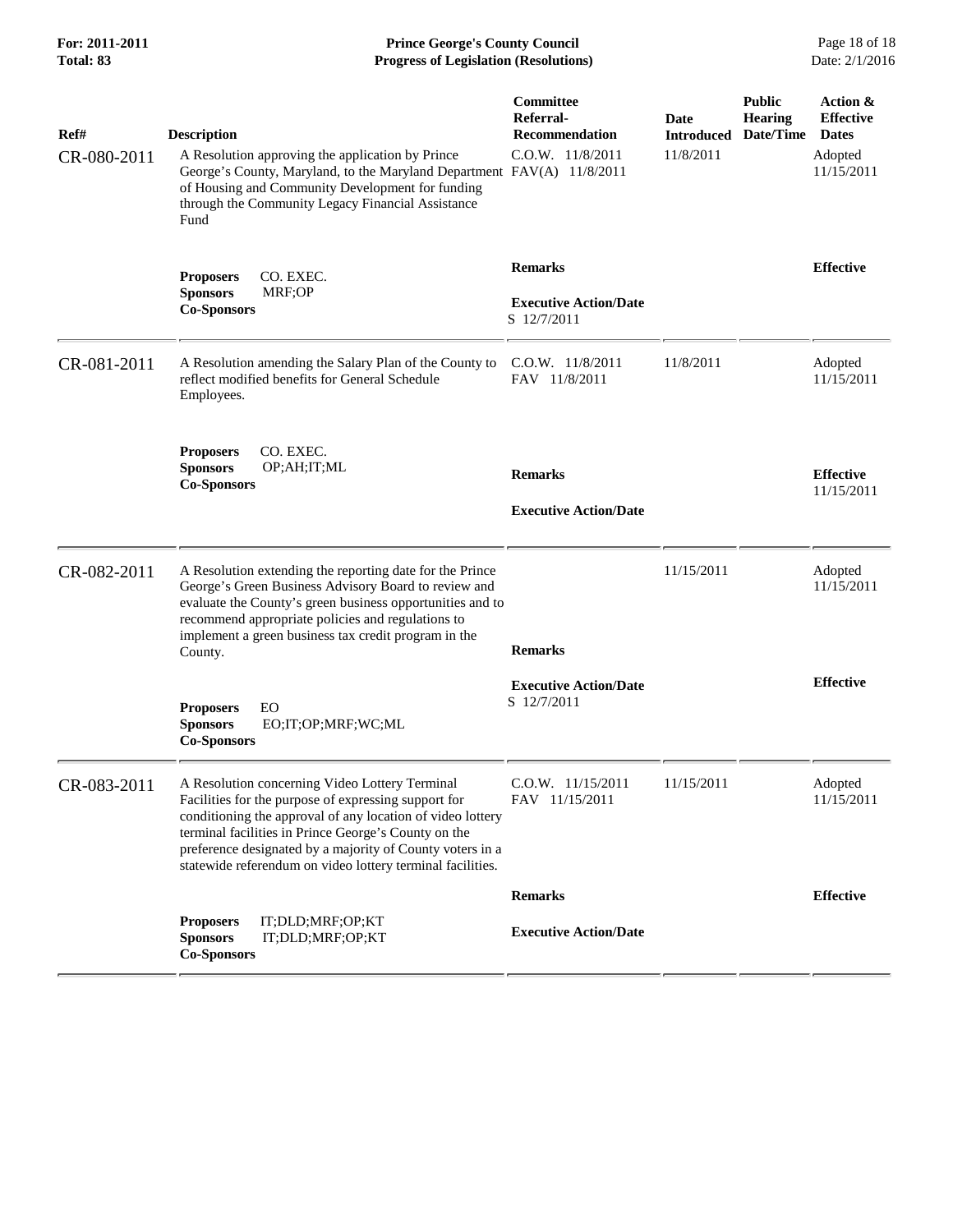| Ref# | Description | Committee Referral-Recommendation | Date Introduced | Public Hearing Date/Time | Action & Effective Dates |
|---|---|---|---|---|---|
| CR-080-2011 | A Resolution approving the application by Prince George's County, Maryland, to the Maryland Department of Housing and Community Development for funding through the Community Legacy Financial Assistance Fund | C.O.W. 11/8/2011<br>FAV(A) 11/8/2011 | 11/8/2011 | | Adopted 11/15/2011 |
| | **Proposers** CO. EXEC.<br>**Sponsors** MRF;OP<br>**Co-Sponsors** | **Remarks**<br><br>**Executive Action/Date**<br>S 12/7/2011 | | | **Effective** |
| CR-081-2011 | A Resolution amending the Salary Plan of the County to reflect modified benefits for General Schedule Employees. | C.O.W. 11/8/2011<br>FAV 11/8/2011 | 11/8/2011 | | Adopted 11/15/2011 |
| | **Proposers** CO. EXEC.<br>**Sponsors** OP;AH;IT;ML<br>**Co-Sponsors** | **Remarks**<br><br>**Executive Action/Date** | | | **Effective** 11/15/2011 |
| CR-082-2011 | A Resolution extending the reporting date for the Prince George's Green Business Advisory Board to review and evaluate the County's green business opportunities and to recommend appropriate policies and regulations to implement a green business tax credit program in the County. | | 11/15/2011 | | Adopted 11/15/2011 |
| | **Proposers** EO<br>**Sponsors** EO;IT;OP;MRF;WC;ML<br>**Co-Sponsors** | **Remarks**<br><br>**Executive Action/Date**<br>S 12/7/2011 | | | **Effective** |
| CR-083-2011 | A Resolution concerning Video Lottery Terminal Facilities for the purpose of expressing support for conditioning the approval of any location of video lottery terminal facilities in Prince George's County on the preference designated by a majority of County voters in a statewide referendum on video lottery terminal facilities. | C.O.W. 11/15/2011<br>FAV 11/15/2011 | 11/15/2011 | | Adopted 11/15/2011 |
| | **Proposers** IT;DLD;MRF;OP;KT<br>**Sponsors** IT;DLD;MRF;OP;KT<br>**Co-Sponsors** | **Remarks**<br><br>**Executive Action/Date** | | | **Effective** |